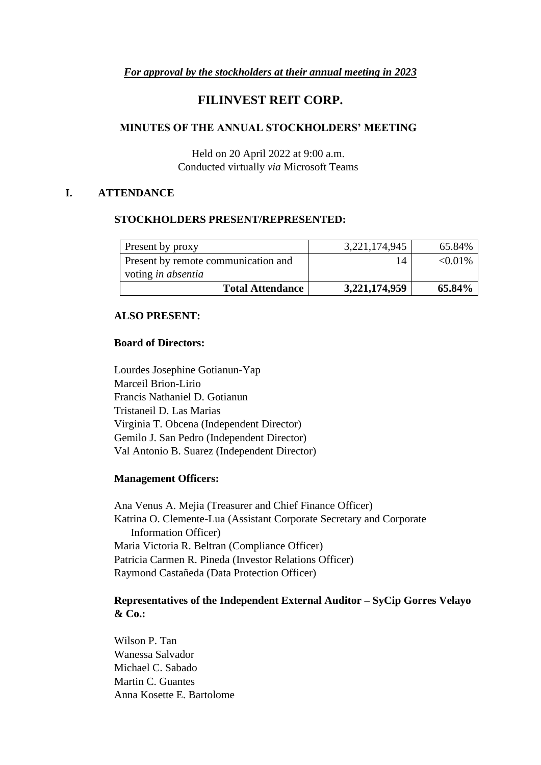***For approval by the stockholders at their annual meeting in 2023***

# FILINVEST REIT CORP.

## MINUTES OF THE ANNUAL STOCKHOLDERS' MEETING

Held on 20 April 2022 at 9:00 a.m.
Conducted virtually *via* Microsoft Teams

## I. ATTENDANCE

### STOCKHOLDERS PRESENT/REPRESENTED:

| | | |
|---|---|---|
| Present by proxy | 3,221,174,945 | 65.84% |
| Present by remote communication and voting *in absentia* | 14 | <0.01% |
| **Total Attendance** | **3,221,174,959** | **65.84%** |

### ALSO PRESENT:

**Board of Directors:**

Lourdes Josephine Gotianun-Yap
Marceil Brion-Lirio
Francis Nathaniel D. Gotianun
Tristaneil D. Las Marias
Virginia T. Obcena (Independent Director)
Gemilo J. San Pedro (Independent Director)
Val Antonio B. Suarez (Independent Director)

**Management Officers:**

Ana Venus A. Mejia (Treasurer and Chief Finance Officer)
Katrina O. Clemente-Lua (Assistant Corporate Secretary and Corporate Information Officer)
Maria Victoria R. Beltran (Compliance Officer)
Patricia Carmen R. Pineda (Investor Relations Officer)
Raymond Castañeda (Data Protection Officer)

**Representatives of the Independent External Auditor – SyCip Gorres Velayo & Co.:**

Wilson P. Tan
Wanessa Salvador
Michael C. Sabado
Martin C. Guantes
Anna Kosette E. Bartolome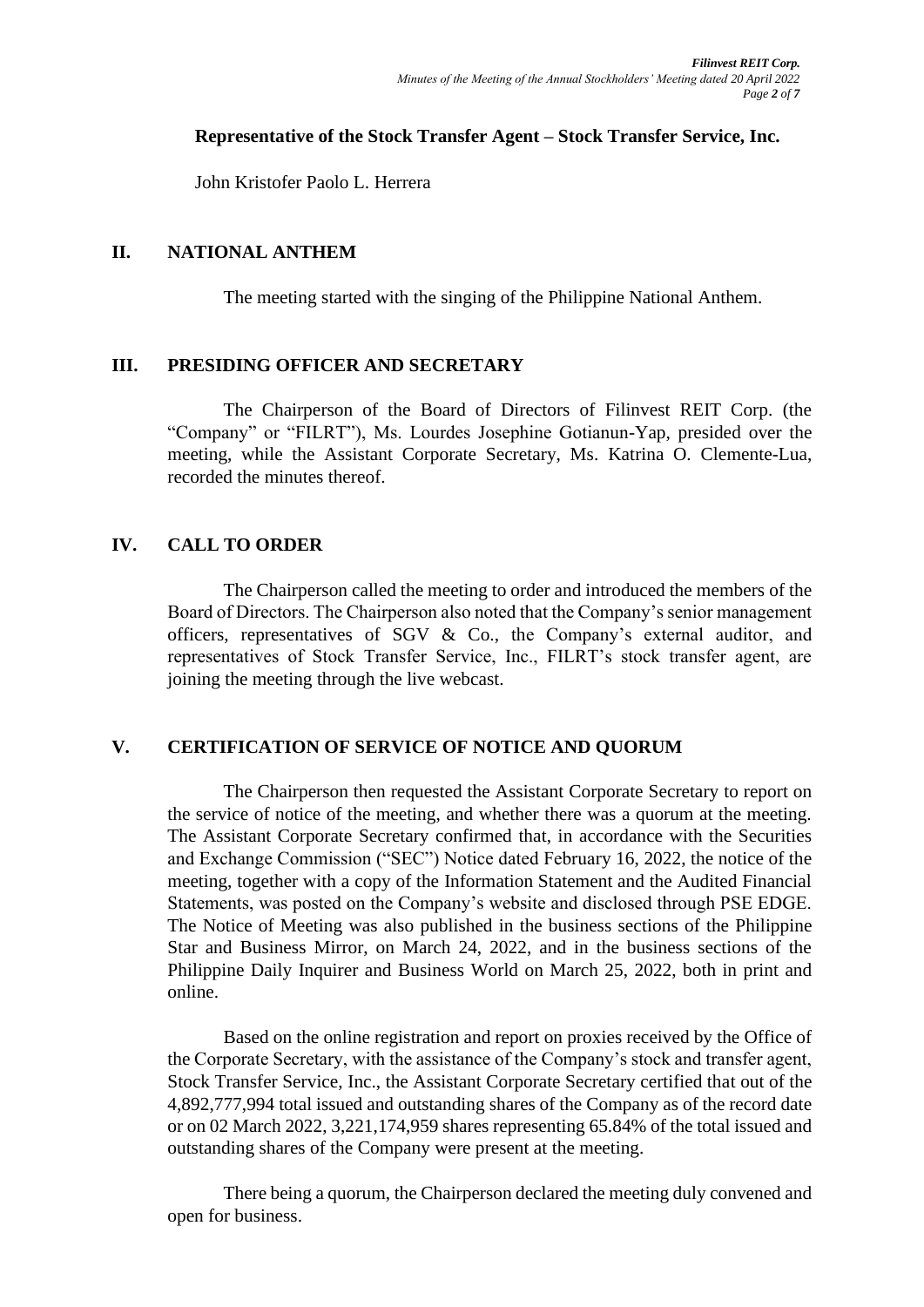**Representative of the Stock Transfer Agent – Stock Transfer Service, Inc.**

John Kristofer Paolo L. Herrera

## II. NATIONAL ANTHEM

The meeting started with the singing of the Philippine National Anthem.

## III. PRESIDING OFFICER AND SECRETARY

The Chairperson of the Board of Directors of Filinvest REIT Corp. (the "Company" or "FILRT"), Ms. Lourdes Josephine Gotianun-Yap, presided over the meeting, while the Assistant Corporate Secretary, Ms. Katrina O. Clemente-Lua, recorded the minutes thereof.

## IV. CALL TO ORDER

The Chairperson called the meeting to order and introduced the members of the Board of Directors. The Chairperson also noted that the Company's senior management officers, representatives of SGV & Co., the Company's external auditor, and representatives of Stock Transfer Service, Inc., FILRT's stock transfer agent, are joining the meeting through the live webcast.

## V. CERTIFICATION OF SERVICE OF NOTICE AND QUORUM

The Chairperson then requested the Assistant Corporate Secretary to report on the service of notice of the meeting, and whether there was a quorum at the meeting. The Assistant Corporate Secretary confirmed that, in accordance with the Securities and Exchange Commission ("SEC") Notice dated February 16, 2022, the notice of the meeting, together with a copy of the Information Statement and the Audited Financial Statements, was posted on the Company's website and disclosed through PSE EDGE. The Notice of Meeting was also published in the business sections of the Philippine Star and Business Mirror, on March 24, 2022, and in the business sections of the Philippine Daily Inquirer and Business World on March 25, 2022, both in print and online.

Based on the online registration and report on proxies received by the Office of the Corporate Secretary, with the assistance of the Company's stock and transfer agent, Stock Transfer Service, Inc., the Assistant Corporate Secretary certified that out of the 4,892,777,994 total issued and outstanding shares of the Company as of the record date or on 02 March 2022, 3,221,174,959 shares representing 65.84% of the total issued and outstanding shares of the Company were present at the meeting.

There being a quorum, the Chairperson declared the meeting duly convened and open for business.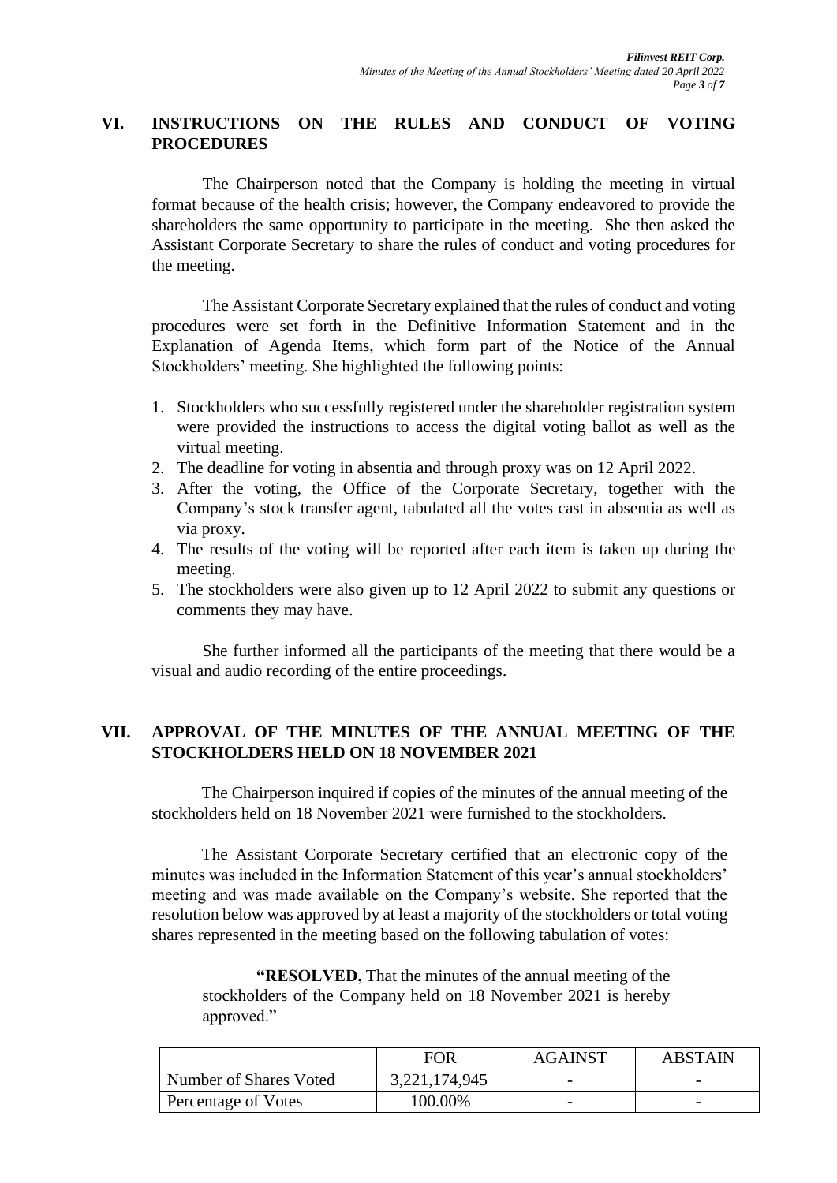## VI. INSTRUCTIONS ON THE RULES AND CONDUCT OF VOTING PROCEDURES

The Chairperson noted that the Company is holding the meeting in virtual format because of the health crisis; however, the Company endeavored to provide the shareholders the same opportunity to participate in the meeting. She then asked the Assistant Corporate Secretary to share the rules of conduct and voting procedures for the meeting.

The Assistant Corporate Secretary explained that the rules of conduct and voting procedures were set forth in the Definitive Information Statement and in the Explanation of Agenda Items, which form part of the Notice of the Annual Stockholders' meeting. She highlighted the following points:

1. Stockholders who successfully registered under the shareholder registration system were provided the instructions to access the digital voting ballot as well as the virtual meeting.
2. The deadline for voting in absentia and through proxy was on 12 April 2022.
3. After the voting, the Office of the Corporate Secretary, together with the Company's stock transfer agent, tabulated all the votes cast in absentia as well as via proxy.
4. The results of the voting will be reported after each item is taken up during the meeting.
5. The stockholders were also given up to 12 April 2022 to submit any questions or comments they may have.

She further informed all the participants of the meeting that there would be a visual and audio recording of the entire proceedings.

## VII. APPROVAL OF THE MINUTES OF THE ANNUAL MEETING OF THE STOCKHOLDERS HELD ON 18 NOVEMBER 2021

The Chairperson inquired if copies of the minutes of the annual meeting of the stockholders held on 18 November 2021 were furnished to the stockholders.

The Assistant Corporate Secretary certified that an electronic copy of the minutes was included in the Information Statement of this year's annual stockholders' meeting and was made available on the Company's website. She reported that the resolution below was approved by at least a majority of the stockholders or total voting shares represented in the meeting based on the following tabulation of votes:

> **"RESOLVED,** That the minutes of the annual meeting of the stockholders of the Company held on 18 November 2021 is hereby approved."

| | FOR | AGAINST | ABSTAIN |
|---|---|---|---|
| Number of Shares Voted | 3,221,174,945 | - | - |
| Percentage of Votes | 100.00% | - | - |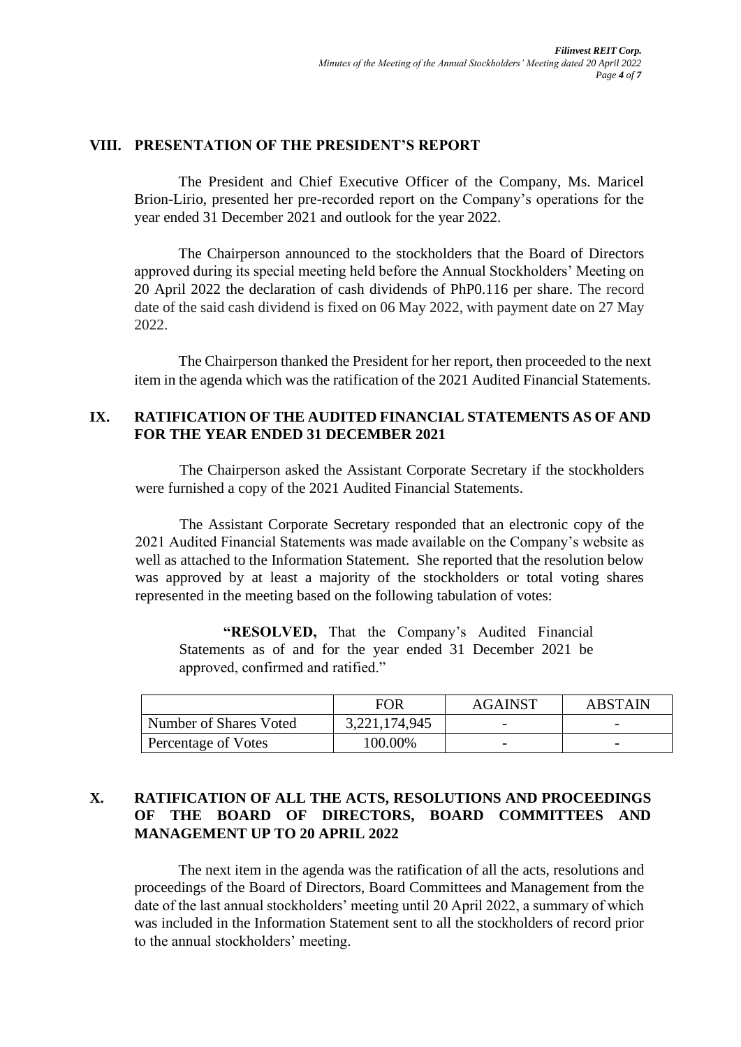## VIII. PRESENTATION OF THE PRESIDENT'S REPORT

The President and Chief Executive Officer of the Company, Ms. Maricel Brion-Lirio, presented her pre-recorded report on the Company's operations for the year ended 31 December 2021 and outlook for the year 2022.

The Chairperson announced to the stockholders that the Board of Directors approved during its special meeting held before the Annual Stockholders' Meeting on 20 April 2022 the declaration of cash dividends of PhP0.116 per share. The record date of the said cash dividend is fixed on 06 May 2022, with payment date on 27 May 2022.

The Chairperson thanked the President for her report, then proceeded to the next item in the agenda which was the ratification of the 2021 Audited Financial Statements.

## IX. RATIFICATION OF THE AUDITED FINANCIAL STATEMENTS AS OF AND FOR THE YEAR ENDED 31 DECEMBER 2021

The Chairperson asked the Assistant Corporate Secretary if the stockholders were furnished a copy of the 2021 Audited Financial Statements.

The Assistant Corporate Secretary responded that an electronic copy of the 2021 Audited Financial Statements was made available on the Company's website as well as attached to the Information Statement. She reported that the resolution below was approved by at least a majority of the stockholders or total voting shares represented in the meeting based on the following tabulation of votes:

> "**RESOLVED,** That the Company's Audited Financial Statements as of and for the year ended 31 December 2021 be approved, confirmed and ratified."

| | FOR | AGAINST | ABSTAIN |
|---|---|---|---|
| Number of Shares Voted | 3,221,174,945 | - | - |
| Percentage of Votes | 100.00% | - | - |

## X. RATIFICATION OF ALL THE ACTS, RESOLUTIONS AND PROCEEDINGS OF THE BOARD OF DIRECTORS, BOARD COMMITTEES AND MANAGEMENT UP TO 20 APRIL 2022

The next item in the agenda was the ratification of all the acts, resolutions and proceedings of the Board of Directors, Board Committees and Management from the date of the last annual stockholders' meeting until 20 April 2022, a summary of which was included in the Information Statement sent to all the stockholders of record prior to the annual stockholders' meeting.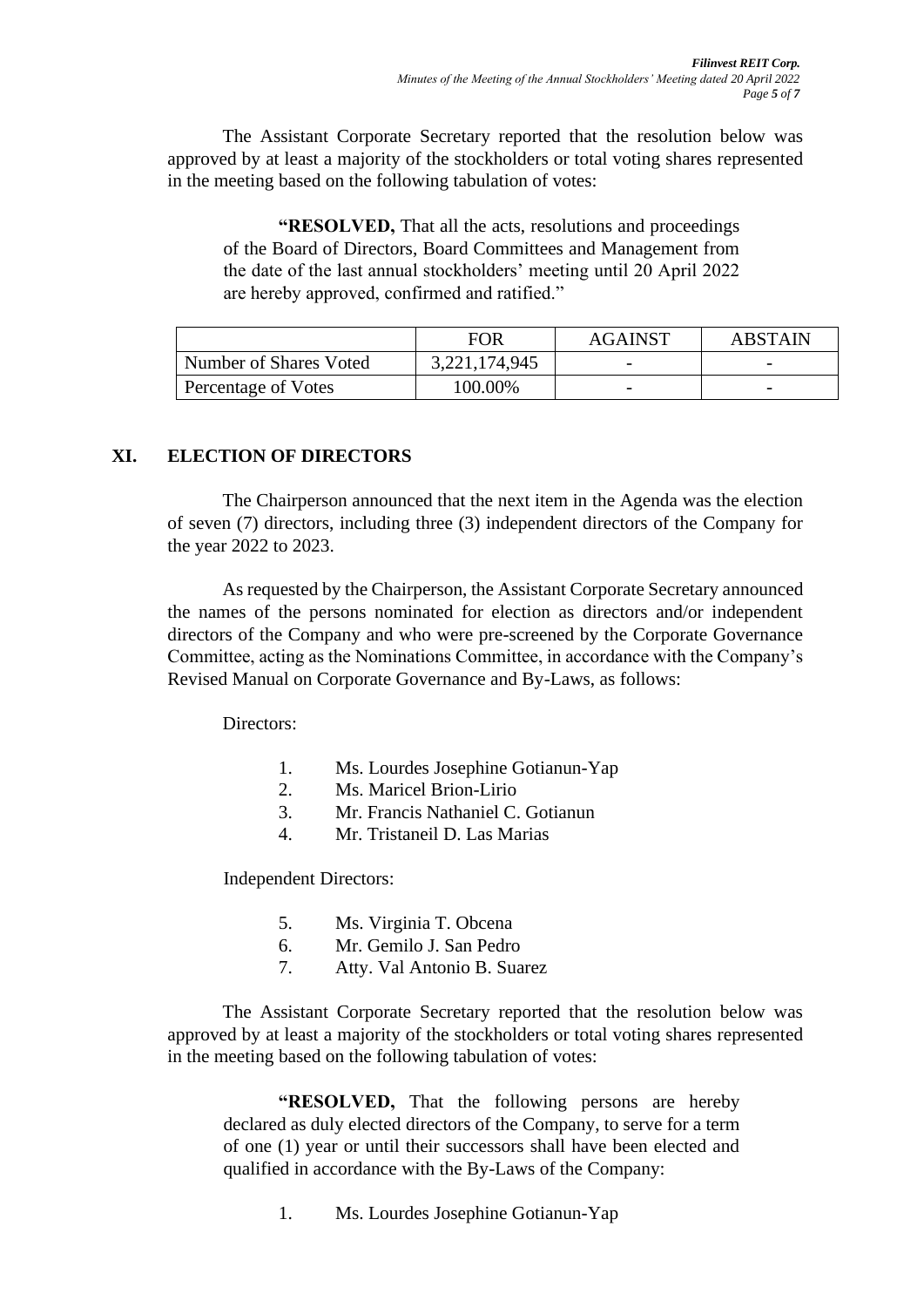The Assistant Corporate Secretary reported that the resolution below was approved by at least a majority of the stockholders or total voting shares represented in the meeting based on the following tabulation of votes:

> **"RESOLVED,** That all the acts, resolutions and proceedings of the Board of Directors, Board Committees and Management from the date of the last annual stockholders' meeting until 20 April 2022 are hereby approved, confirmed and ratified."

| | FOR | AGAINST | ABSTAIN |
|---|---|---|---|
| Number of Shares Voted | 3,221,174,945 | - | - |
| Percentage of Votes | 100.00% | - | - |

## XI. ELECTION OF DIRECTORS

The Chairperson announced that the next item in the Agenda was the election of seven (7) directors, including three (3) independent directors of the Company for the year 2022 to 2023.

As requested by the Chairperson, the Assistant Corporate Secretary announced the names of the persons nominated for election as directors and/or independent directors of the Company and who were pre-screened by the Corporate Governance Committee, acting as the Nominations Committee, in accordance with the Company's Revised Manual on Corporate Governance and By-Laws, as follows:

Directors:

1. Ms. Lourdes Josephine Gotianun-Yap
2. Ms. Maricel Brion-Lirio
3. Mr. Francis Nathaniel C. Gotianun
4. Mr. Tristaneil D. Las Marias

Independent Directors:

5. Ms. Virginia T. Obcena
6. Mr. Gemilo J. San Pedro
7. Atty. Val Antonio B. Suarez

The Assistant Corporate Secretary reported that the resolution below was approved by at least a majority of the stockholders or total voting shares represented in the meeting based on the following tabulation of votes:

> **"RESOLVED,** That the following persons are hereby declared as duly elected directors of the Company, to serve for a term of one (1) year or until their successors shall have been elected and qualified in accordance with the By-Laws of the Company:
>
> 1. Ms. Lourdes Josephine Gotianun-Yap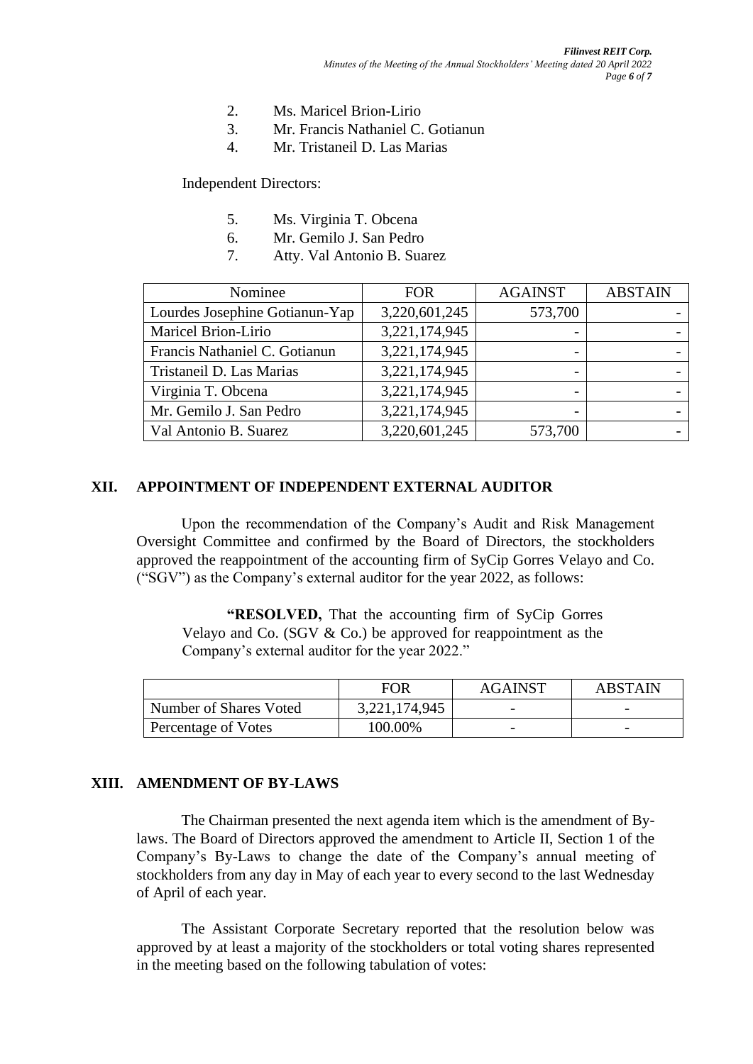2. Ms. Maricel Brion-Lirio
3. Mr. Francis Nathaniel C. Gotianun
4. Mr. Tristaneil D. Las Marias

Independent Directors:

5. Ms. Virginia T. Obcena
6. Mr. Gemilo J. San Pedro
7. Atty. Val Antonio B. Suarez

| Nominee | FOR | AGAINST | ABSTAIN |
|---|---|---|---|
| Lourdes Josephine Gotianun-Yap | 3,220,601,245 | 573,700 | - |
| Maricel Brion-Lirio | 3,221,174,945 | - | - |
| Francis Nathaniel C. Gotianun | 3,221,174,945 | - | - |
| Tristaneil D. Las Marias | 3,221,174,945 | - | - |
| Virginia T. Obcena | 3,221,174,945 | - | - |
| Mr. Gemilo J. San Pedro | 3,221,174,945 | - | - |
| Val Antonio B. Suarez | 3,220,601,245 | 573,700 | - |

## XII. APPOINTMENT OF INDEPENDENT EXTERNAL AUDITOR

Upon the recommendation of the Company's Audit and Risk Management Oversight Committee and confirmed by the Board of Directors, the stockholders approved the reappointment of the accounting firm of SyCip Gorres Velayo and Co. ("SGV") as the Company's external auditor for the year 2022, as follows:

> **"RESOLVED,** That the accounting firm of SyCip Gorres Velayo and Co. (SGV & Co.) be approved for reappointment as the Company's external auditor for the year 2022."

| | FOR | AGAINST | ABSTAIN |
|---|---|---|---|
| Number of Shares Voted | 3,221,174,945 | - | - |
| Percentage of Votes | 100.00% | - | - |

## XIII. AMENDMENT OF BY-LAWS

The Chairman presented the next agenda item which is the amendment of By-laws. The Board of Directors approved the amendment to Article II, Section 1 of the Company's By-Laws to change the date of the Company's annual meeting of stockholders from any day in May of each year to every second to the last Wednesday of April of each year.

The Assistant Corporate Secretary reported that the resolution below was approved by at least a majority of the stockholders or total voting shares represented in the meeting based on the following tabulation of votes: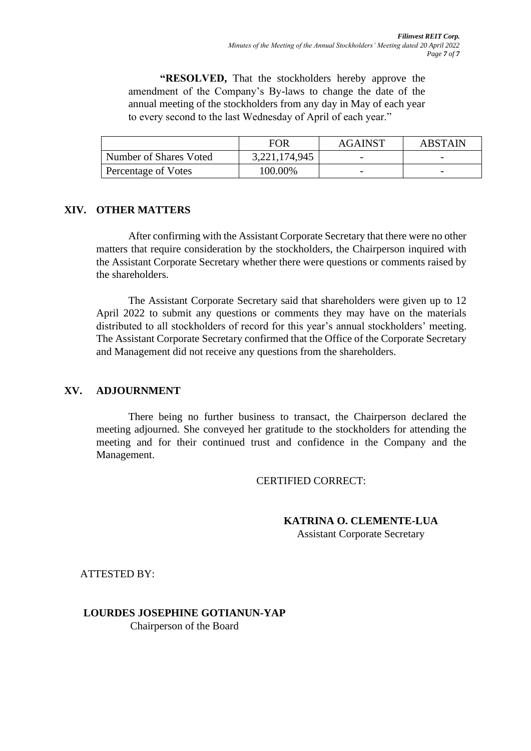"**RESOLVED,** That the stockholders hereby approve the amendment of the Company's By-laws to change the date of the annual meeting of the stockholders from any day in May of each year to every second to the last Wednesday of April of each year."

| | FOR | AGAINST | ABSTAIN |
|---|---|---|---|
| Number of Shares Voted | 3,221,174,945 | - | - |
| Percentage of Votes | 100.00% | - | - |

## XIV. OTHER MATTERS

After confirming with the Assistant Corporate Secretary that there were no other matters that require consideration by the stockholders, the Chairperson inquired with the Assistant Corporate Secretary whether there were questions or comments raised by the shareholders.

The Assistant Corporate Secretary said that shareholders were given up to 12 April 2022 to submit any questions or comments they may have on the materials distributed to all stockholders of record for this year's annual stockholders' meeting. The Assistant Corporate Secretary confirmed that the Office of the Corporate Secretary and Management did not receive any questions from the shareholders.

## XV. ADJOURNMENT

There being no further business to transact, the Chairperson declared the meeting adjourned. She conveyed her gratitude to the stockholders for attending the meeting and for their continued trust and confidence in the Company and the Management.

CERTIFIED CORRECT:

**KATRINA O. CLEMENTE-LUA**
Assistant Corporate Secretary

ATTESTED BY:

**LOURDES JOSEPHINE GOTIANUN-YAP**
Chairperson of the Board